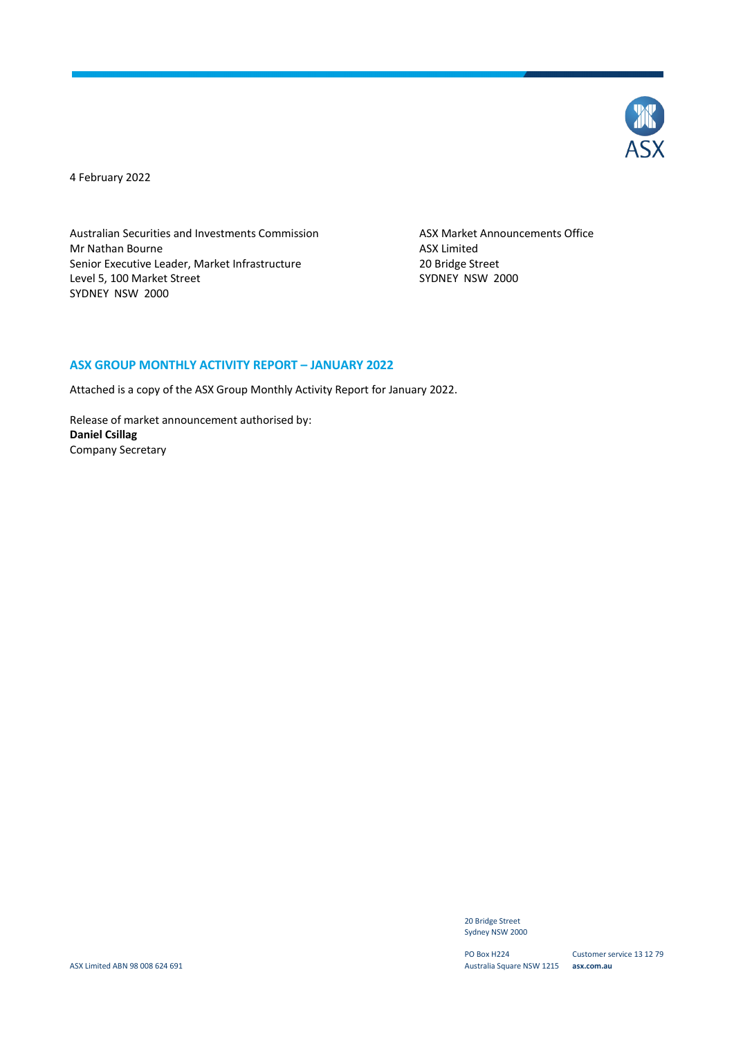4 February 2022

Australian Securities and Investments Commission
Mr Nathan Bourne
Senior Executive Leader, Market Infrastructure
Level 5, 100 Market Street
SYDNEY NSW 2000

ASX Market Announcements Office
ASX Limited
20 Bridge Street
SYDNEY NSW 2000

## ASX GROUP MONTHLY ACTIVITY REPORT – JANUARY 2022

Attached is a copy of the ASX Group Monthly Activity Report for January 2022.

Release of market announcement authorised by:
**Daniel Csillag**
Company Secretary

ASX Limited ABN 98 008 624 691

20 Bridge Street
Sydney NSW 2000

PO Box H224
Australia Square NSW 1215

Customer service 13 12 79
**asx.com.au**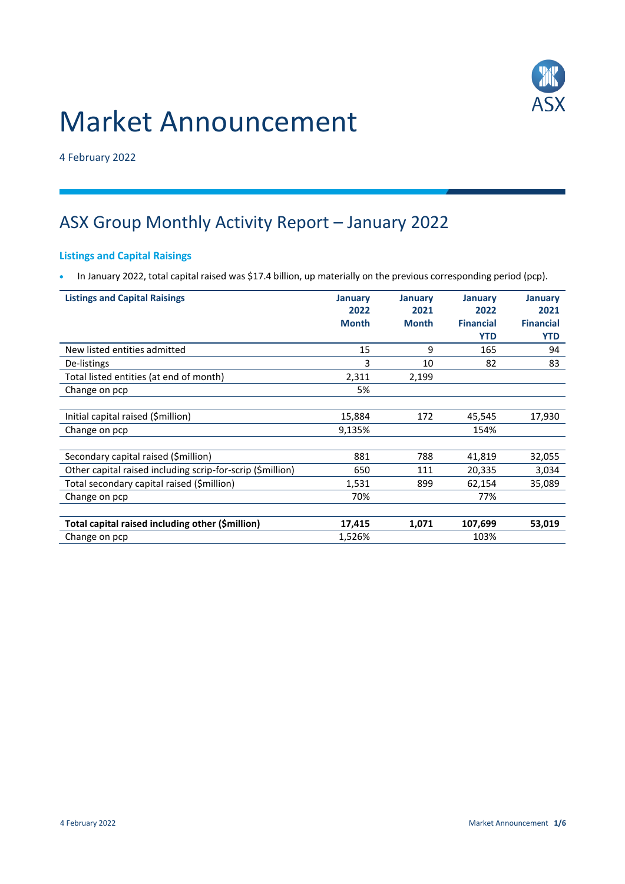# Market Announcement

4 February 2022

## ASX Group Monthly Activity Report – January 2022

### Listings and Capital Raisings

- In January 2022, total capital raised was $17.4 billion, up materially on the previous corresponding period (pcp).

| Listings and Capital Raisings | January 2022 Month | January 2021 Month | January 2022 Financial YTD | January 2021 Financial YTD |
|---|---|---|---|---|
| New listed entities admitted | 15 | 9 | 165 | 94 |
| De-listings | 3 | 10 | 82 | 83 |
| Total listed entities (at end of month) | 2,311 | 2,199 | | |
| Change on pcp | 5% | | | |
| | | | | |
| Initial capital raised ($million) | 15,884 | 172 | 45,545 | 17,930 |
| Change on pcp | 9,135% | | 154% | |
| | | | | |
| Secondary capital raised ($million) | 881 | 788 | 41,819 | 32,055 |
| Other capital raised including scrip-for-scrip ($million) | 650 | 111 | 20,335 | 3,034 |
| Total secondary capital raised ($million) | 1,531 | 899 | 62,154 | 35,089 |
| Change on pcp | 70% | | 77% | |
| | | | | |
| **Total capital raised including other ($million)** | **17,415** | **1,071** | **107,699** | **53,019** |
| Change on pcp | 1,526% | | 103% | |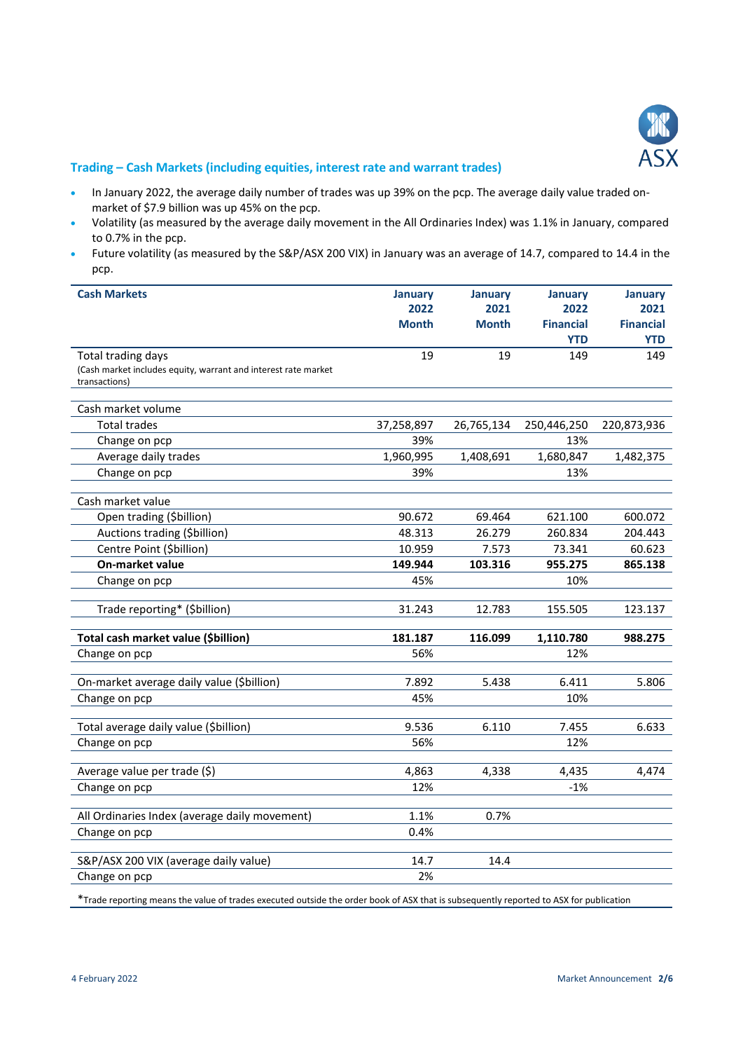## Trading – Cash Markets (including equities, interest rate and warrant trades)

- In January 2022, the average daily number of trades was up 39% on the pcp. The average daily value traded on-market of $7.9 billion was up 45% on the pcp.
- Volatility (as measured by the average daily movement in the All Ordinaries Index) was 1.1% in January, compared to 0.7% in the pcp.
- Future volatility (as measured by the S&P/ASX 200 VIX) in January was an average of 14.7, compared to 14.4 in the pcp.

| Cash Markets | January 2022 Month | January 2021 Month | January 2022 Financial YTD | January 2021 Financial YTD |
|---|---|---|---|---|
| Total trading days (Cash market includes equity, warrant and interest rate market transactions) | 19 | 19 | 149 | 149 |
| Cash market volume | | | | |
| Total trades | 37,258,897 | 26,765,134 | 250,446,250 | 220,873,936 |
| Change on pcp | 39% | | 13% | |
| Average daily trades | 1,960,995 | 1,408,691 | 1,680,847 | 1,482,375 |
| Change on pcp | 39% | | 13% | |
| Cash market value | | | | |
| Open trading ($billion) | 90.672 | 69.464 | 621.100 | 600.072 |
| Auctions trading ($billion) | 48.313 | 26.279 | 260.834 | 204.443 |
| Centre Point ($billion) | 10.959 | 7.573 | 73.341 | 60.623 |
| **On-market value** | **149.944** | **103.316** | **955.275** | **865.138** |
| Change on pcp | 45% | | 10% | |
| Trade reporting* ($billion) | 31.243 | 12.783 | 155.505 | 123.137 |
| **Total cash market value ($billion)** | **181.187** | **116.099** | **1,110.780** | **988.275** |
| Change on pcp | 56% | | 12% | |
| On-market average daily value ($billion) | 7.892 | 5.438 | 6.411 | 5.806 |
| Change on pcp | 45% | | 10% | |
| Total average daily value ($billion) | 9.536 | 6.110 | 7.455 | 6.633 |
| Change on pcp | 56% | | 12% | |
| Average value per trade ($) | 4,863 | 4,338 | 4,435 | 4,474 |
| Change on pcp | 12% | | -1% | |
| All Ordinaries Index (average daily movement) | 1.1% | 0.7% | | |
| Change on pcp | 0.4% | | | |
| S&P/ASX 200 VIX (average daily value) | 14.7 | 14.4 | | |
| Change on pcp | 2% | | | |

*Trade reporting means the value of trades executed outside the order book of ASX that is subsequently reported to ASX for publication

4 February 2022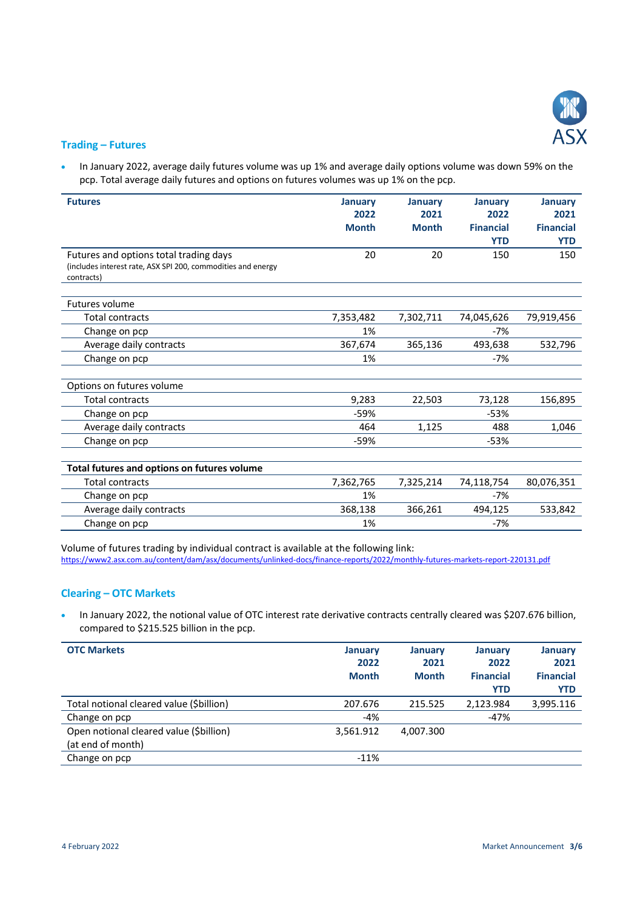## Trading – Futures

- In January 2022, average daily futures volume was up 1% and average daily options volume was down 59% on the pcp. Total average daily futures and options on futures volumes was up 1% on the pcp.

| Futures | January 2022 Month | January 2021 Month | January 2022 Financial YTD | January 2021 Financial YTD |
|---|---|---|---|---|
| Futures and options total trading days (includes interest rate, ASX SPI 200, commodities and energy contracts) | 20 | 20 | 150 | 150 |
| | | | | |
| **Futures volume** | | | | |
| Total contracts | 7,353,482 | 7,302,711 | 74,045,626 | 79,919,456 |
| Change on pcp | 1% | | -7% | |
| Average daily contracts | 367,674 | 365,136 | 493,638 | 532,796 |
| Change on pcp | 1% | | -7% | |
| | | | | |
| **Options on futures volume** | | | | |
| Total contracts | 9,283 | 22,503 | 73,128 | 156,895 |
| Change on pcp | -59% | | -53% | |
| Average daily contracts | 464 | 1,125 | 488 | 1,046 |
| Change on pcp | -59% | | -53% | |
| | | | | |
| **Total futures and options on futures volume** | | | | |
| Total contracts | 7,362,765 | 7,325,214 | 74,118,754 | 80,076,351 |
| Change on pcp | 1% | | -7% | |
| Average daily contracts | 368,138 | 366,261 | 494,125 | 533,842 |
| Change on pcp | 1% | | -7% | |

Volume of futures trading by individual contract is available at the following link:
https://www2.asx.com.au/content/dam/asx/documents/unlinked-docs/finance-reports/2022/monthly-futures-markets-report-220131.pdf

## Clearing – OTC Markets

- In January 2022, the notional value of OTC interest rate derivative contracts centrally cleared was $207.676 billion, compared to $215.525 billion in the pcp.

| OTC Markets | January 2022 Month | January 2021 Month | January 2022 Financial YTD | January 2021 Financial YTD |
|---|---|---|---|---|
| Total notional cleared value ($billion) | 207.676 | 215.525 | 2,123.984 | 3,995.116 |
| Change on pcp | -4% | | -47% | |
| Open notional cleared value ($billion) (at end of month) | 3,561.912 | 4,007.300 | | |
| Change on pcp | -11% | | | |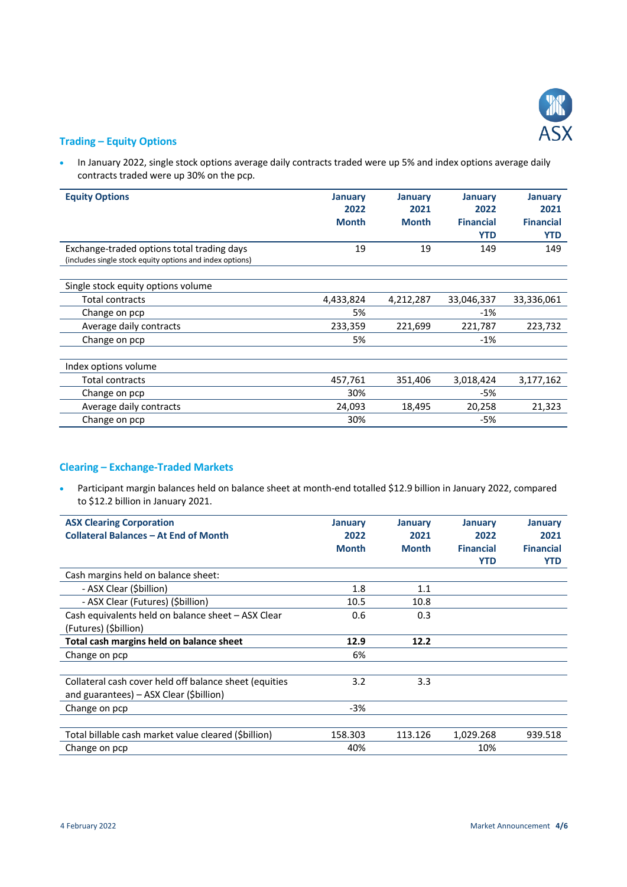## Trading – Equity Options

- In January 2022, single stock options average daily contracts traded were up 5% and index options average daily contracts traded were up 30% on the pcp.

| Equity Options | January 2022 Month | January 2021 Month | January 2022 Financial YTD | January 2021 Financial YTD |
|---|---|---|---|---|
| Exchange-traded options total trading days (includes single stock equity options and index options) | 19 | 19 | 149 | 149 |
| | | | | |
| Single stock equity options volume | | | | |
| Total contracts | 4,433,824 | 4,212,287 | 33,046,337 | 33,336,061 |
| Change on pcp | 5% | | -1% | |
| Average daily contracts | 233,359 | 221,699 | 221,787 | 223,732 |
| Change on pcp | 5% | | -1% | |
| | | | | |
| Index options volume | | | | |
| Total contracts | 457,761 | 351,406 | 3,018,424 | 3,177,162 |
| Change on pcp | 30% | | -5% | |
| Average daily contracts | 24,093 | 18,495 | 20,258 | 21,323 |
| Change on pcp | 30% | | -5% | |

## Clearing – Exchange-Traded Markets

- Participant margin balances held on balance sheet at month-end totalled $12.9 billion in January 2022, compared to $12.2 billion in January 2021.

| ASX Clearing Corporation Collateral Balances – At End of Month | January 2022 Month | January 2021 Month | January 2022 Financial YTD | January 2021 Financial YTD |
|---|---|---|---|---|
| Cash margins held on balance sheet: | | | | |
| - ASX Clear ($billion) | 1.8 | 1.1 | | |
| - ASX Clear (Futures) ($billion) | 10.5 | 10.8 | | |
| Cash equivalents held on balance sheet – ASX Clear (Futures) ($billion) | 0.6 | 0.3 | | |
| **Total cash margins held on balance sheet** | **12.9** | **12.2** | | |
| Change on pcp | 6% | | | |
| | | | | |
| Collateral cash cover held off balance sheet (equities and guarantees) – ASX Clear ($billion) | 3.2 | 3.3 | | |
| Change on pcp | -3% | | | |
| | | | | |
| Total billable cash market value cleared ($billion) | 158.303 | 113.126 | 1,029.268 | 939.518 |
| Change on pcp | 40% | | 10% | |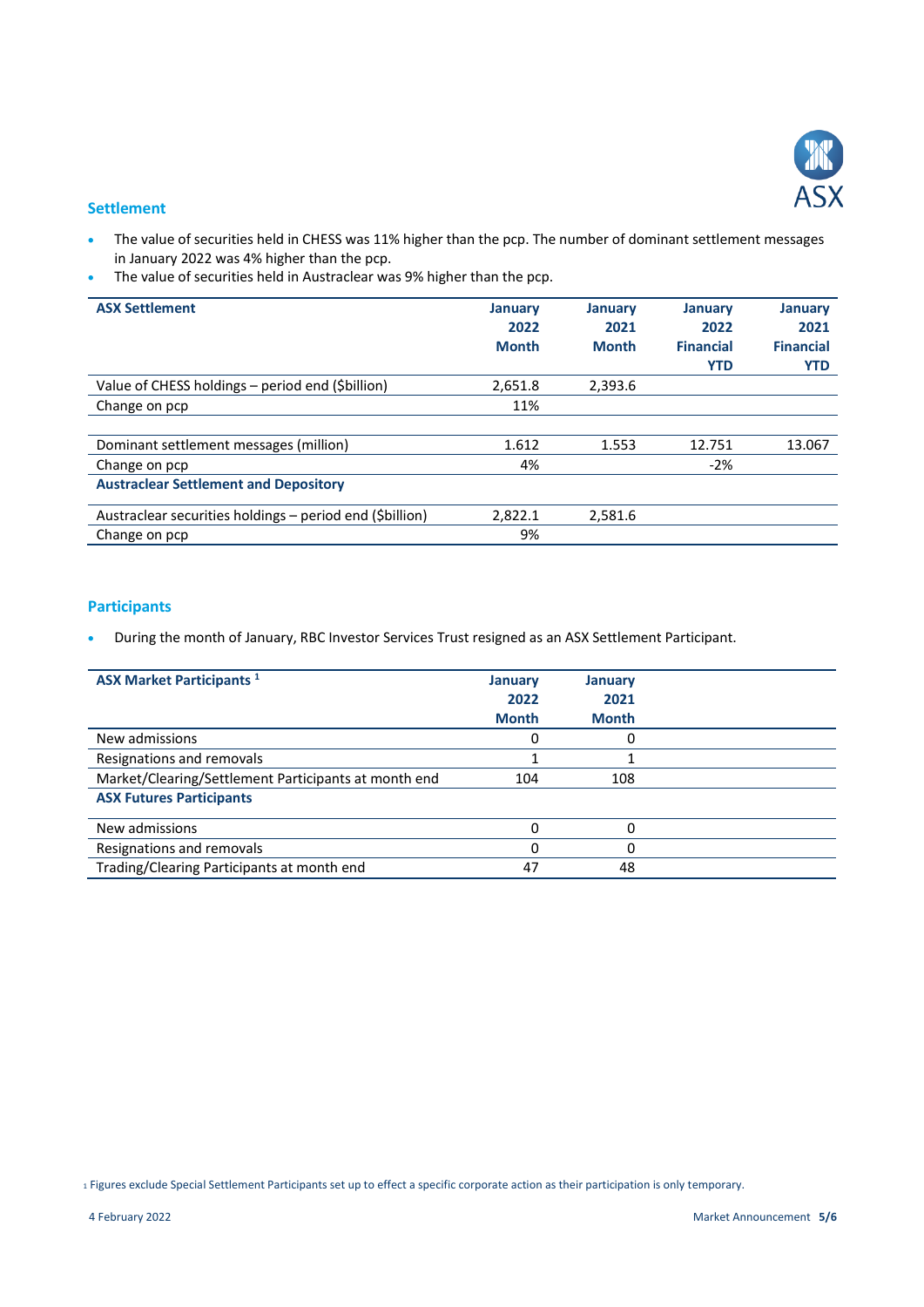## Settlement

- The value of securities held in CHESS was 11% higher than the pcp. The number of dominant settlement messages in January 2022 was 4% higher than the pcp.
- The value of securities held in Austraclear was 9% higher than the pcp.

| ASX Settlement | January 2022 Month | January 2021 Month | January 2022 Financial YTD | January 2021 Financial YTD |
|---|---|---|---|---|
| Value of CHESS holdings – period end ($billion) | 2,651.8 | 2,393.6 | | |
| Change on pcp | 11% | | | |
| | | | | |
| Dominant settlement messages (million) | 1.612 | 1.553 | 12.751 | 13.067 |
| Change on pcp | 4% | | -2% | |
| **Austraclear Settlement and Depository** | | | | |
| Austraclear securities holdings – period end ($billion) | 2,822.1 | 2,581.6 | | |
| Change on pcp | 9% | | | |

## Participants

- During the month of January, RBC Investor Services Trust resigned as an ASX Settlement Participant.

| ASX Market Participants [1] | January 2022 Month | January 2021 Month |
|---|---|---|
| New admissions | 0 | 0 |
| Resignations and removals | 1 | 1 |
| Market/Clearing/Settlement Participants at month end | 104 | 108 |
| **ASX Futures Participants** | | |
| New admissions | 0 | 0 |
| Resignations and removals | 0 | 0 |
| Trading/Clearing Participants at month end | 47 | 48 |

[1] Figures exclude Special Settlement Participants set up to effect a specific corporate action as their participation is only temporary.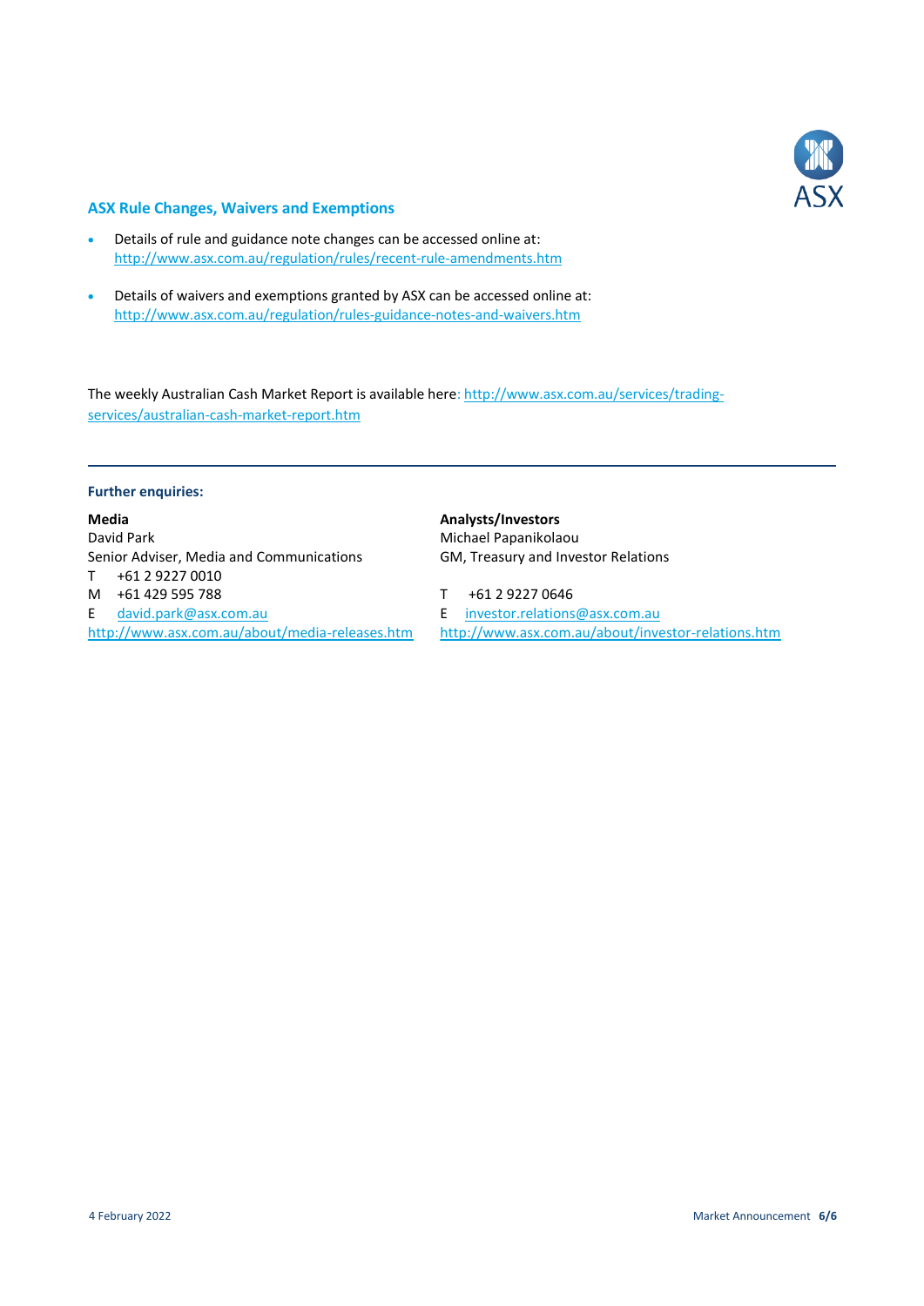## ASX Rule Changes, Waivers and Exemptions

- Details of rule and guidance note changes can be accessed online at: http://www.asx.com.au/regulation/rules/recent-rule-amendments.htm
- Details of waivers and exemptions granted by ASX can be accessed online at: http://www.asx.com.au/regulation/rules-guidance-notes-and-waivers.htm

The weekly Australian Cash Market Report is available here: http://www.asx.com.au/services/trading-services/australian-cash-market-report.htm

---

**Further enquiries:**

**Media**
David Park
Senior Adviser, Media and Communications
T +61 2 9227 0010
M +61 429 595 788
E david.park@asx.com.au
http://www.asx.com.au/about/media-releases.htm

**Analysts/Investors**
Michael Papanikolaou
GM, Treasury and Investor Relations

T +61 2 9227 0646
E investor.relations@asx.com.au
http://www.asx.com.au/about/investor-relations.htm